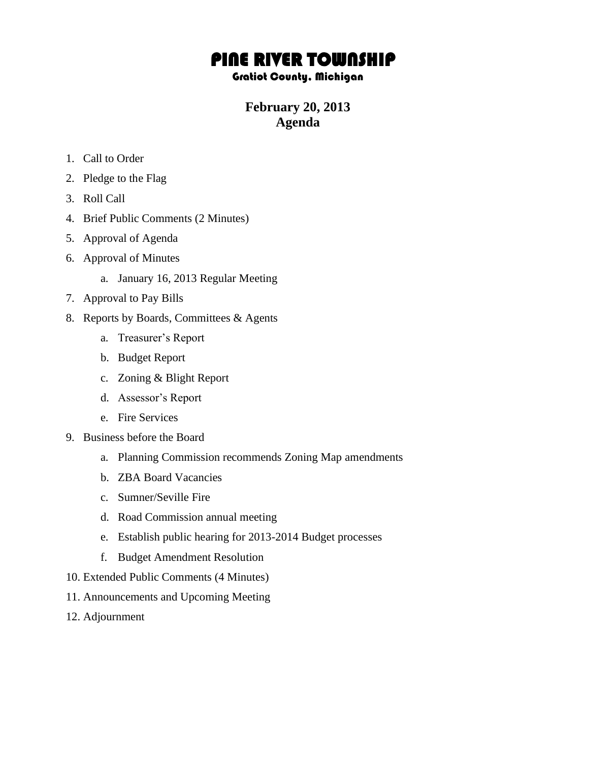# PINE RIVER TOWNSHIP

### Gratiot County, Michigan

## February 20, 2013
## Agenda

1. Call to Order
2. Pledge to the Flag
3. Roll Call
4. Brief Public Comments (2 Minutes)
5. Approval of Agenda
6. Approval of Minutes
    a. January 16, 2013 Regular Meeting
7. Approval to Pay Bills
8. Reports by Boards, Committees & Agents
    a. Treasurer's Report
    b. Budget Report
    c. Zoning & Blight Report
    d. Assessor's Report
    e. Fire Services
9. Business before the Board
    a. Planning Commission recommends Zoning Map amendments
    b. ZBA Board Vacancies
    c. Sumner/Seville Fire
    d. Road Commission annual meeting
    e. Establish public hearing for 2013-2014 Budget processes
    f. Budget Amendment Resolution
10. Extended Public Comments (4 Minutes)
11. Announcements and Upcoming Meeting
12. Adjournment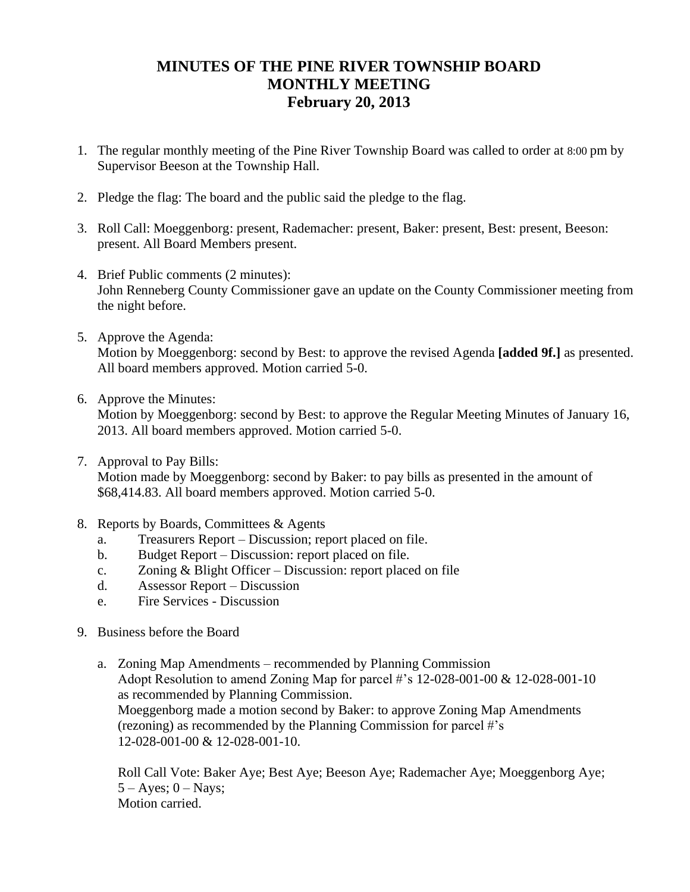# MINUTES OF THE PINE RIVER TOWNSHIP BOARD MONTHLY MEETING February 20, 2013

1. The regular monthly meeting of the Pine River Township Board was called to order at 8:00 pm by Supervisor Beeson at the Township Hall.

2. Pledge the flag: The board and the public said the pledge to the flag.

3. Roll Call: Moeggenborg: present, Rademacher: present, Baker: present, Best: present, Beeson: present. All Board Members present.

4. Brief Public comments (2 minutes):
   John Renneberg County Commissioner gave an update on the County Commissioner meeting from the night before.

5. Approve the Agenda:
   Motion by Moeggenborg: second by Best: to approve the revised Agenda **[added 9f.]** as presented. All board members approved. Motion carried 5-0.

6. Approve the Minutes:
   Motion by Moeggenborg: second by Best: to approve the Regular Meeting Minutes of January 16, 2013. All board members approved. Motion carried 5-0.

7. Approval to Pay Bills:
   Motion made by Moeggenborg: second by Baker: to pay bills as presented in the amount of $68,414.83. All board members approved. Motion carried 5-0.

8. Reports by Boards, Committees & Agents
   a. Treasurers Report – Discussion; report placed on file.
   b. Budget Report – Discussion: report placed on file.
   c. Zoning & Blight Officer – Discussion: report placed on file
   d. Assessor Report – Discussion
   e. Fire Services - Discussion

9. Business before the Board

   a. Zoning Map Amendments – recommended by Planning Commission
      Adopt Resolution to amend Zoning Map for parcel #'s 12-028-001-00 & 12-028-001-10 as recommended by Planning Commission.
      Moeggenborg made a motion second by Baker: to approve Zoning Map Amendments (rezoning) as recommended by the Planning Commission for parcel #'s 12-028-001-00 & 12-028-001-10.

      Roll Call Vote: Baker Aye; Best Aye; Beeson Aye; Rademacher Aye; Moeggenborg Aye; 5 – Ayes; 0 – Nays;
      Motion carried.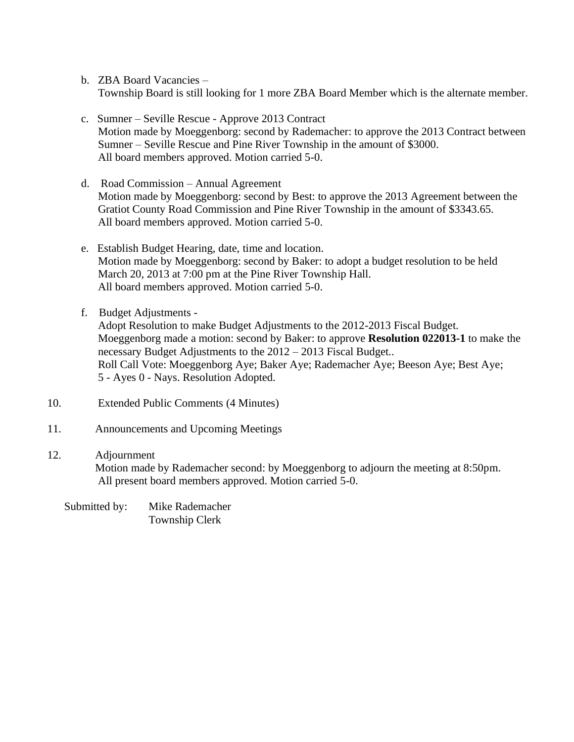b. ZBA Board Vacancies –
   Township Board is still looking for 1 more ZBA Board Member which is the alternate member.

c. Sumner – Seville Rescue - Approve 2013 Contract
   Motion made by Moeggenborg: second by Rademacher: to approve the 2013 Contract between Sumner – Seville Rescue and Pine River Township in the amount of $3000.
   All board members approved. Motion carried 5-0.

d. Road Commission – Annual Agreement
   Motion made by Moeggenborg: second by Best: to approve the 2013 Agreement between the Gratiot County Road Commission and Pine River Township in the amount of $3343.65.
   All board members approved. Motion carried 5-0.

e. Establish Budget Hearing, date, time and location.
   Motion made by Moeggenborg: second by Baker: to adopt a budget resolution to be held March 20, 2013 at 7:00 pm at the Pine River Township Hall.
   All board members approved. Motion carried 5-0.

f. Budget Adjustments -
   Adopt Resolution to make Budget Adjustments to the 2012-2013 Fiscal Budget.
   Moeggenborg made a motion: second by Baker: to approve **Resolution 022013-1** to make the necessary Budget Adjustments to the 2012 – 2013 Fiscal Budget..
   Roll Call Vote: Moeggenborg Aye; Baker Aye; Rademacher Aye; Beeson Aye; Best Aye;
   5 - Ayes 0 - Nays. Resolution Adopted.

10. Extended Public Comments (4 Minutes)

11. Announcements and Upcoming Meetings

12. Adjournment
    Motion made by Rademacher second: by Moeggenborg to adjourn the meeting at 8:50pm.
    All present board members approved. Motion carried 5-0.

Submitted by: Mike Rademacher
Township Clerk